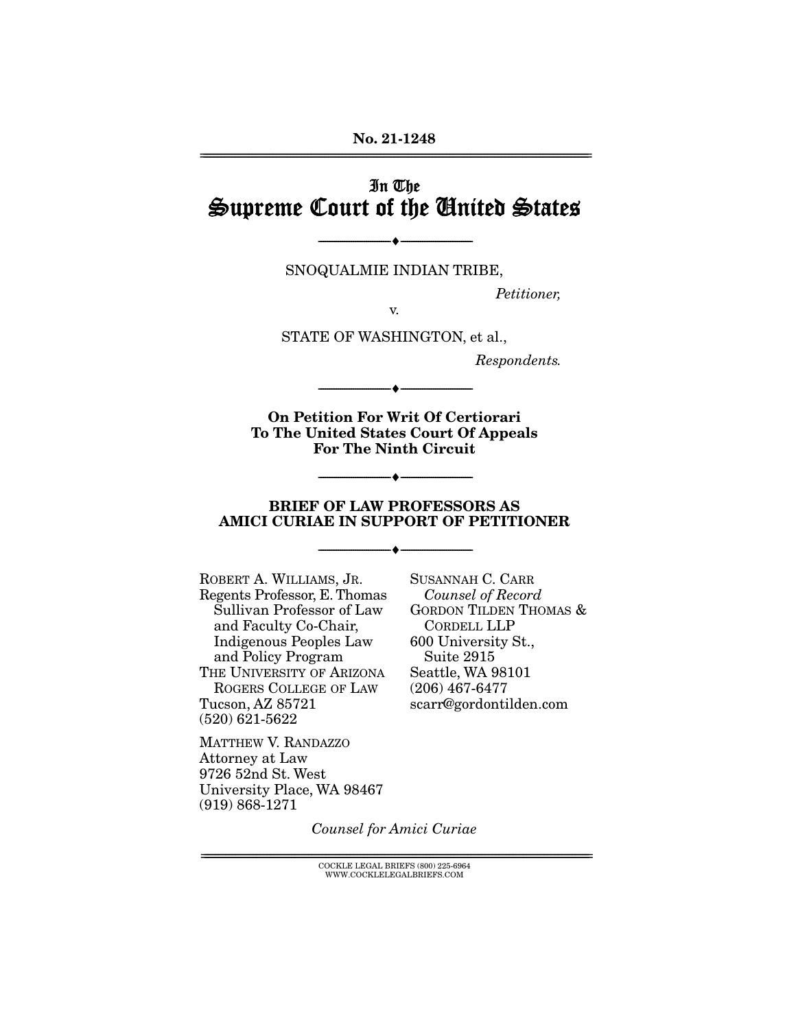No. 21-1248

---

# In The Supreme Court of the United States

---

SNOQUALMIE INDIAN TRIBE,

*Petitioner,*

v.

STATE OF WASHINGTON, et al.,

*Respondents.*

---

**On Petition For Writ Of Certiorari To The United States Court Of Appeals For The Ninth Circuit**

---

**BRIEF OF LAW PROFESSORS AS AMICI CURIAE IN SUPPORT OF PETITIONER**

---

ROBERT A. WILLIAMS, JR.
Regents Professor, E. Thomas Sullivan Professor of Law and Faculty Co-Chair, Indigenous Peoples Law and Policy Program
THE UNIVERSITY OF ARIZONA ROGERS COLLEGE OF LAW
Tucson, AZ 85721
(520) 621-5622

MATTHEW V. RANDAZZO
Attorney at Law
9726 52nd St. West
University Place, WA 98467
(919) 868-1271

SUSANNAH C. CARR
*Counsel of Record*
GORDON TILDEN THOMAS & CORDELL LLP
600 University St., Suite 2915
Seattle, WA 98101
(206) 467-6477
scarr@gordontilden.com

*Counsel for Amici Curiae*

---

COCKLE LEGAL BRIEFS (800) 225-6964
WWW.COCKLELEGALBRIEFS.COM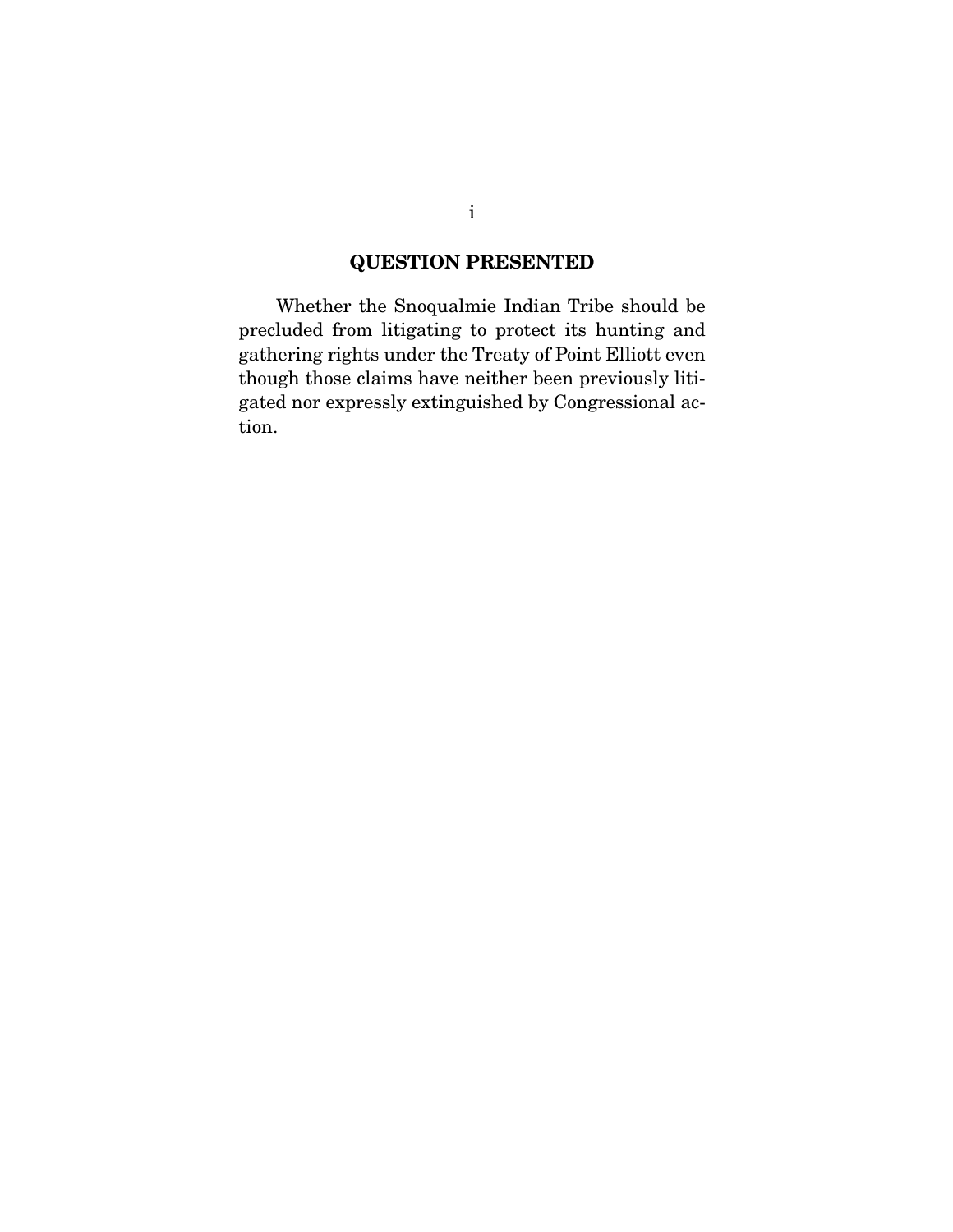## QUESTION PRESENTED

Whether the Snoqualmie Indian Tribe should be precluded from litigating to protect its hunting and gathering rights under the Treaty of Point Elliott even though those claims have neither been previously litigated nor expressly extinguished by Congressional action.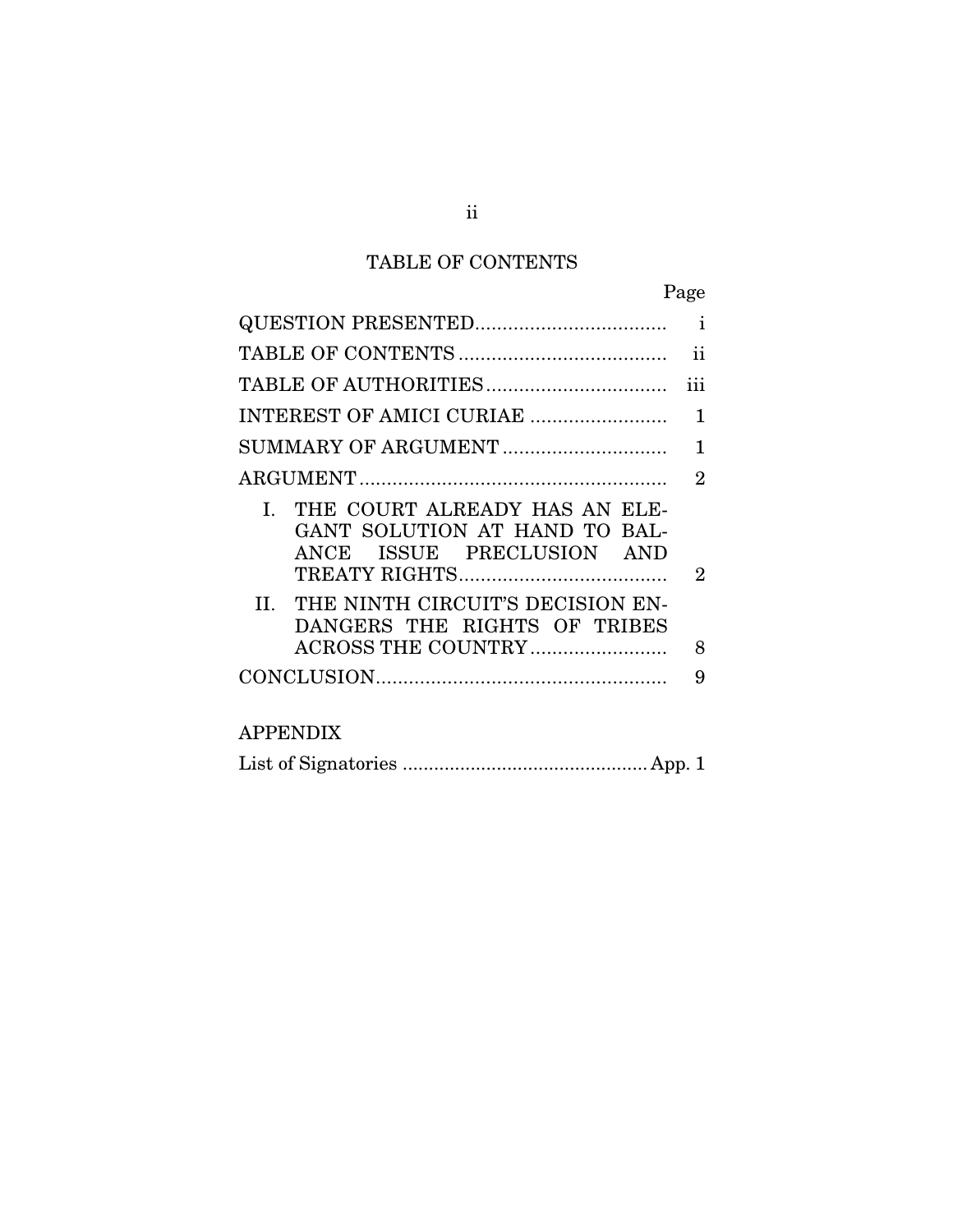# TABLE OF CONTENTS

| | Page |
|---|---|
| QUESTION PRESENTED | i |
| TABLE OF CONTENTS | ii |
| TABLE OF AUTHORITIES | iii |
| INTEREST OF AMICI CURIAE | 1 |
| SUMMARY OF ARGUMENT | 1 |
| ARGUMENT | 2 |
| I. THE COURT ALREADY HAS AN ELEGANT SOLUTION AT HAND TO BALANCE ISSUE PRECLUSION AND TREATY RIGHTS | 2 |
| II. THE NINTH CIRCUIT'S DECISION ENDANGERS THE RIGHTS OF TRIBES ACROSS THE COUNTRY | 8 |
| CONCLUSION | 9 |

## APPENDIX

| | |
|---|---|
| List of Signatories | App. 1 |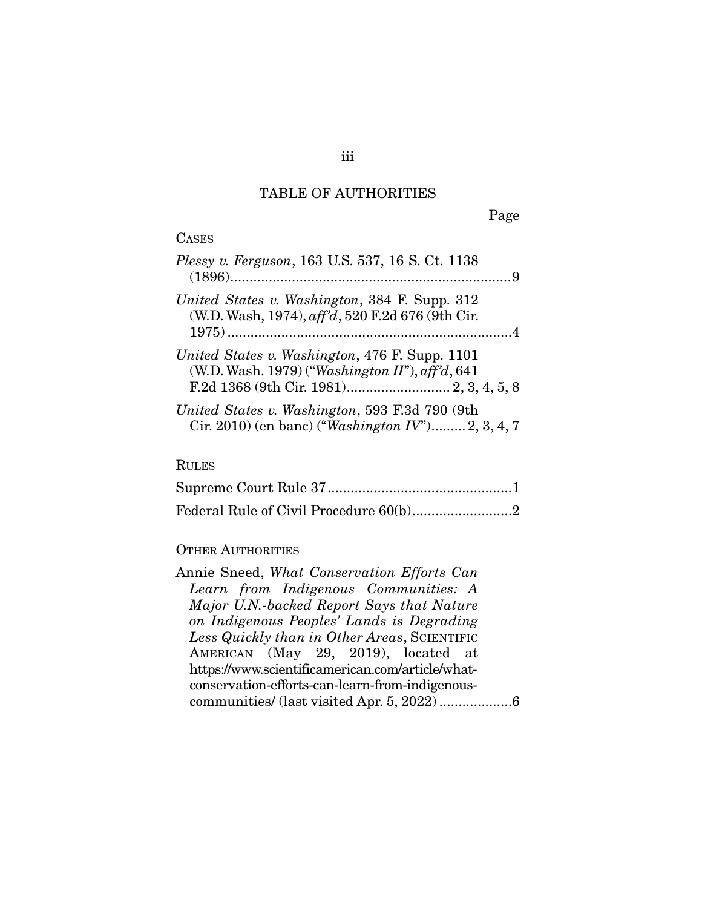# TABLE OF AUTHORITIES

Page

## CASES

*Plessy v. Ferguson*, 163 U.S. 537, 16 S. Ct. 1138 (1896)........................................................................9

*United States v. Washington*, 384 F. Supp. 312 (W.D. Wash, 1974), *aff'd*, 520 F.2d 676 (9th Cir. 1975)..........................................................................4

*United States v. Washington*, 476 F. Supp. 1101 (W.D. Wash. 1979) ("*Washington II*"), *aff'd*, 641 F.2d 1368 (9th Cir. 1981)........................... 2, 3, 4, 5, 8

*United States v. Washington*, 593 F.3d 790 (9th Cir. 2010) (en banc) ("*Washington IV*")......... 2, 3, 4, 7

## RULES

Supreme Court Rule 37................................................1

Federal Rule of Civil Procedure 60(b)..........................2

## OTHER AUTHORITIES

Annie Sneed, *What Conservation Efforts Can Learn from Indigenous Communities: A Major U.N.-backed Report Says that Nature on Indigenous Peoples' Lands is Degrading Less Quickly than in Other Areas*, SCIENTIFIC AMERICAN (May 29, 2019), located at https://www.scientificamerican.com/article/what-conservation-efforts-can-learn-from-indigenous-communities/ (last visited Apr. 5, 2022)...................6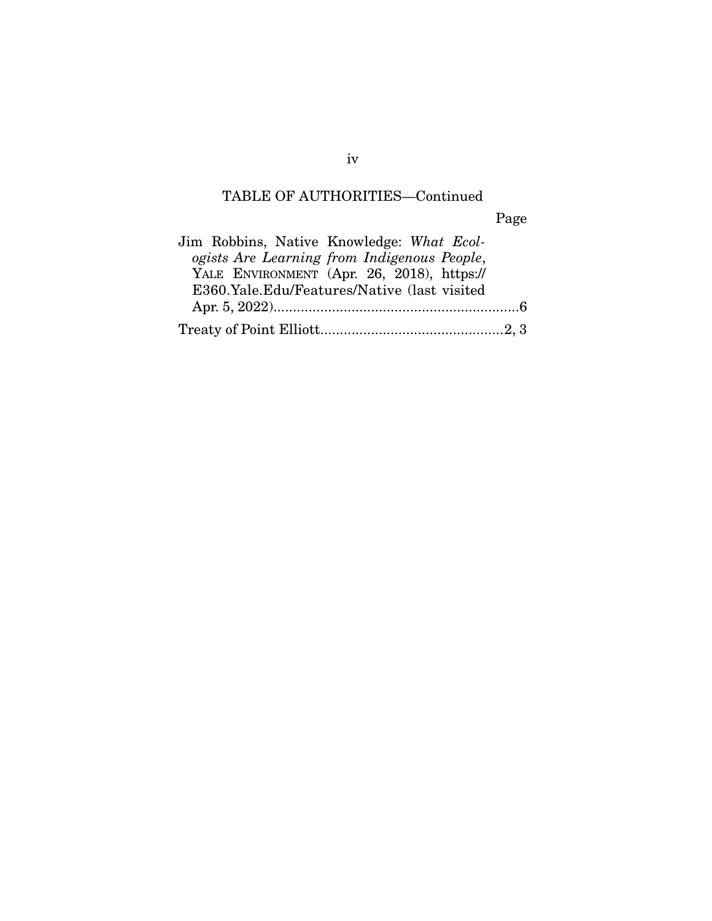TABLE OF AUTHORITIES—Continued

Page

Jim Robbins, Native Knowledge: *What Ecologists Are Learning from Indigenous People*, YALE ENVIRONMENT (Apr. 26, 2018), https://E360.Yale.Edu/Features/Native (last visited Apr. 5, 2022)................................................................6

Treaty of Point Elliott...............................................2, 3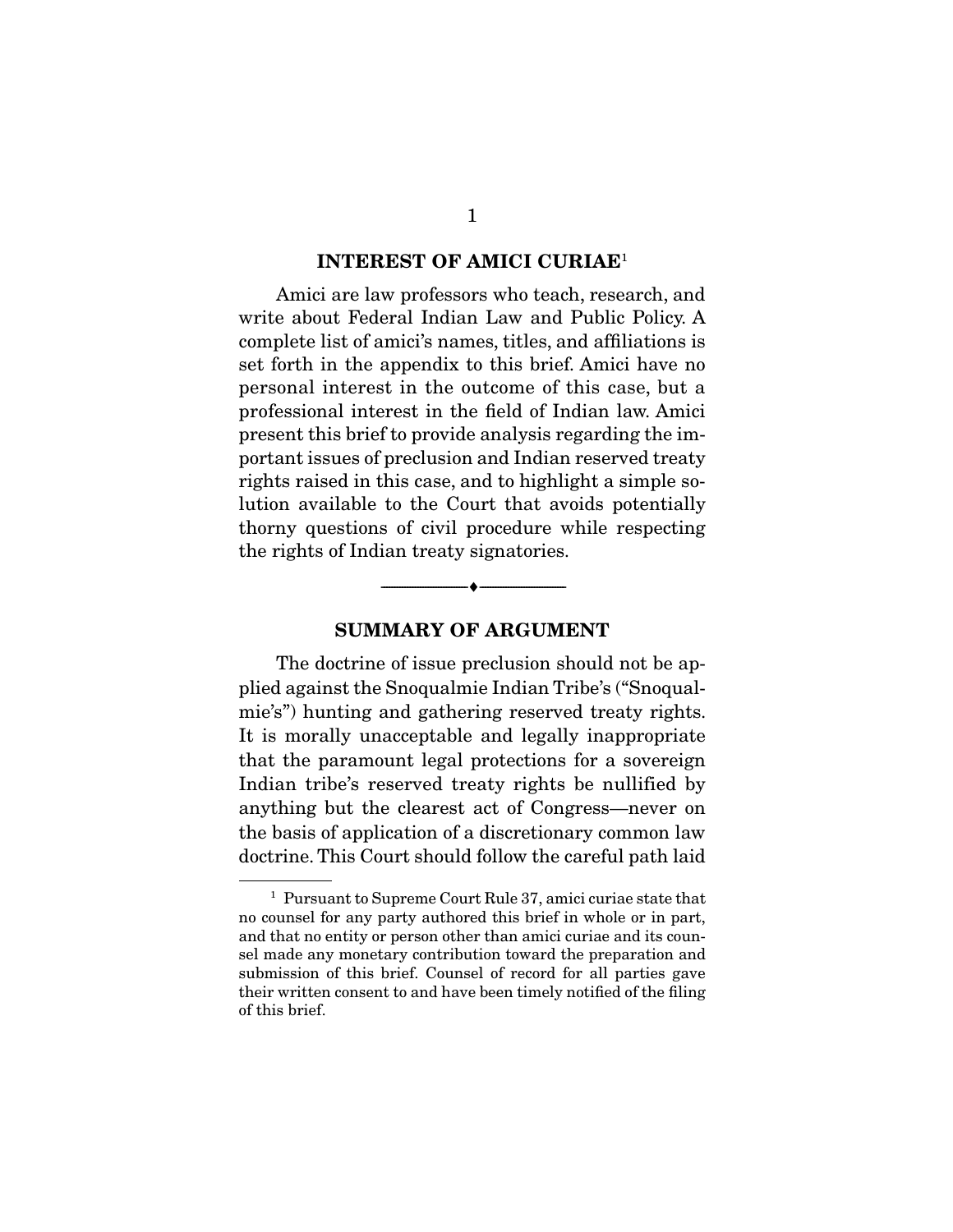## INTEREST OF AMICI CURIAE[1]

Amici are law professors who teach, research, and write about Federal Indian Law and Public Policy. A complete list of amici's names, titles, and affiliations is set forth in the appendix to this brief. Amici have no personal interest in the outcome of this case, but a professional interest in the field of Indian law. Amici present this brief to provide analysis regarding the important issues of preclusion and Indian reserved treaty rights raised in this case, and to highlight a simple solution available to the Court that avoids potentially thorny questions of civil procedure while respecting the rights of Indian treaty signatories.

---

## SUMMARY OF ARGUMENT

The doctrine of issue preclusion should not be applied against the Snoqualmie Indian Tribe's ("Snoqualmie's") hunting and gathering reserved treaty rights. It is morally unacceptable and legally inappropriate that the paramount legal protections for a sovereign Indian tribe's reserved treaty rights be nullified by anything but the clearest act of Congress—never on the basis of application of a discretionary common law doctrine. This Court should follow the careful path laid

[1] Pursuant to Supreme Court Rule 37, amici curiae state that no counsel for any party authored this brief in whole or in part, and that no entity or person other than amici curiae and its counsel made any monetary contribution toward the preparation and submission of this brief. Counsel of record for all parties gave their written consent to and have been timely notified of the filing of this brief.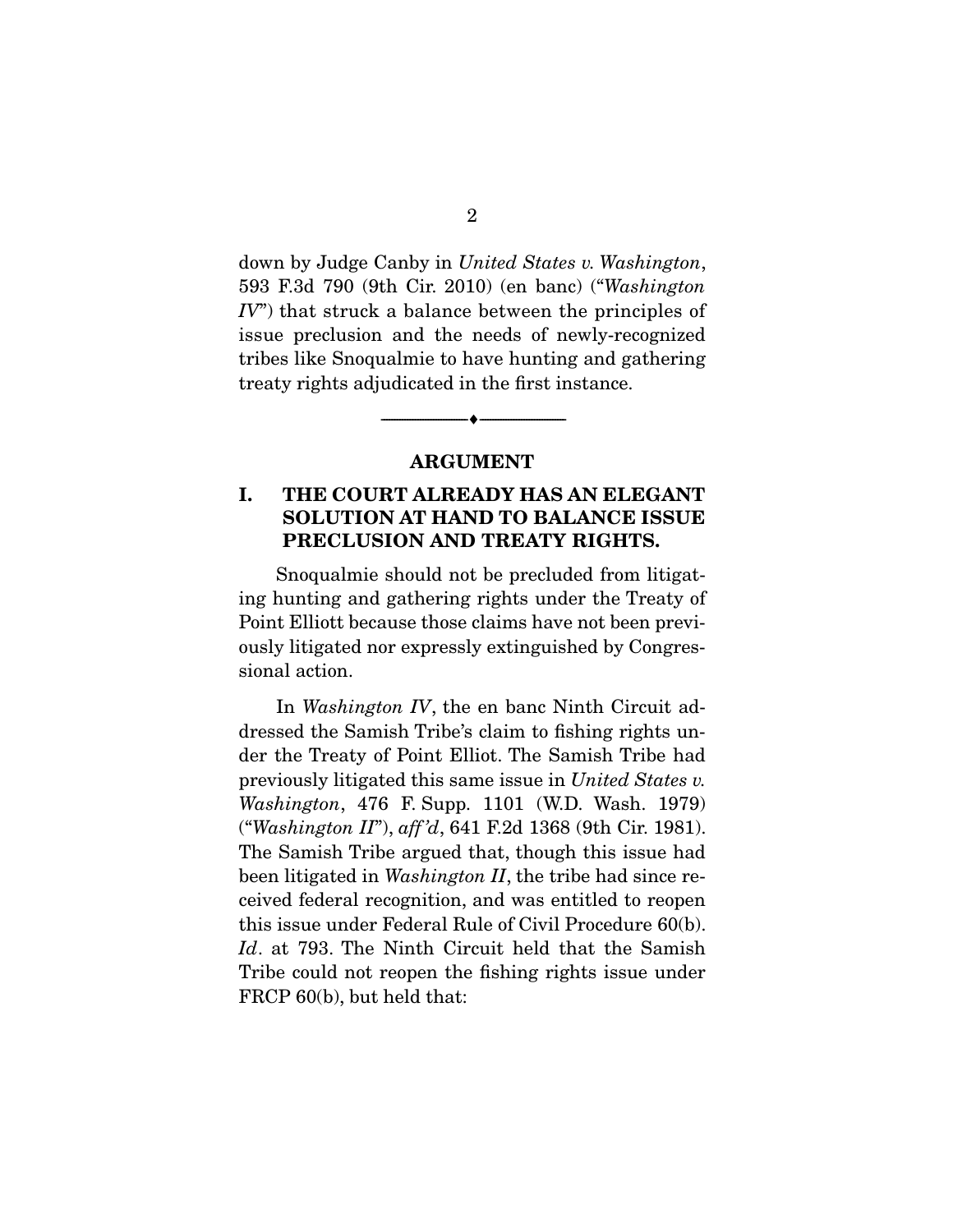down by Judge Canby in *United States v. Washington*, 593 F.3d 790 (9th Cir. 2010) (en banc) ("*Washington IV*") that struck a balance between the principles of issue preclusion and the needs of newly-recognized tribes like Snoqualmie to have hunting and gathering treaty rights adjudicated in the first instance.

---

## ARGUMENT

### I. THE COURT ALREADY HAS AN ELEGANT SOLUTION AT HAND TO BALANCE ISSUE PRECLUSION AND TREATY RIGHTS.

Snoqualmie should not be precluded from litigating hunting and gathering rights under the Treaty of Point Elliott because those claims have not been previously litigated nor expressly extinguished by Congressional action.

In *Washington IV*, the en banc Ninth Circuit addressed the Samish Tribe's claim to fishing rights under the Treaty of Point Elliot. The Samish Tribe had previously litigated this same issue in *United States v. Washington*, 476 F. Supp. 1101 (W.D. Wash. 1979) ("*Washington II*"), *aff'd*, 641 F.2d 1368 (9th Cir. 1981). The Samish Tribe argued that, though this issue had been litigated in *Washington II*, the tribe had since received federal recognition, and was entitled to reopen this issue under Federal Rule of Civil Procedure 60(b). *Id*. at 793. The Ninth Circuit held that the Samish Tribe could not reopen the fishing rights issue under FRCP 60(b), but held that: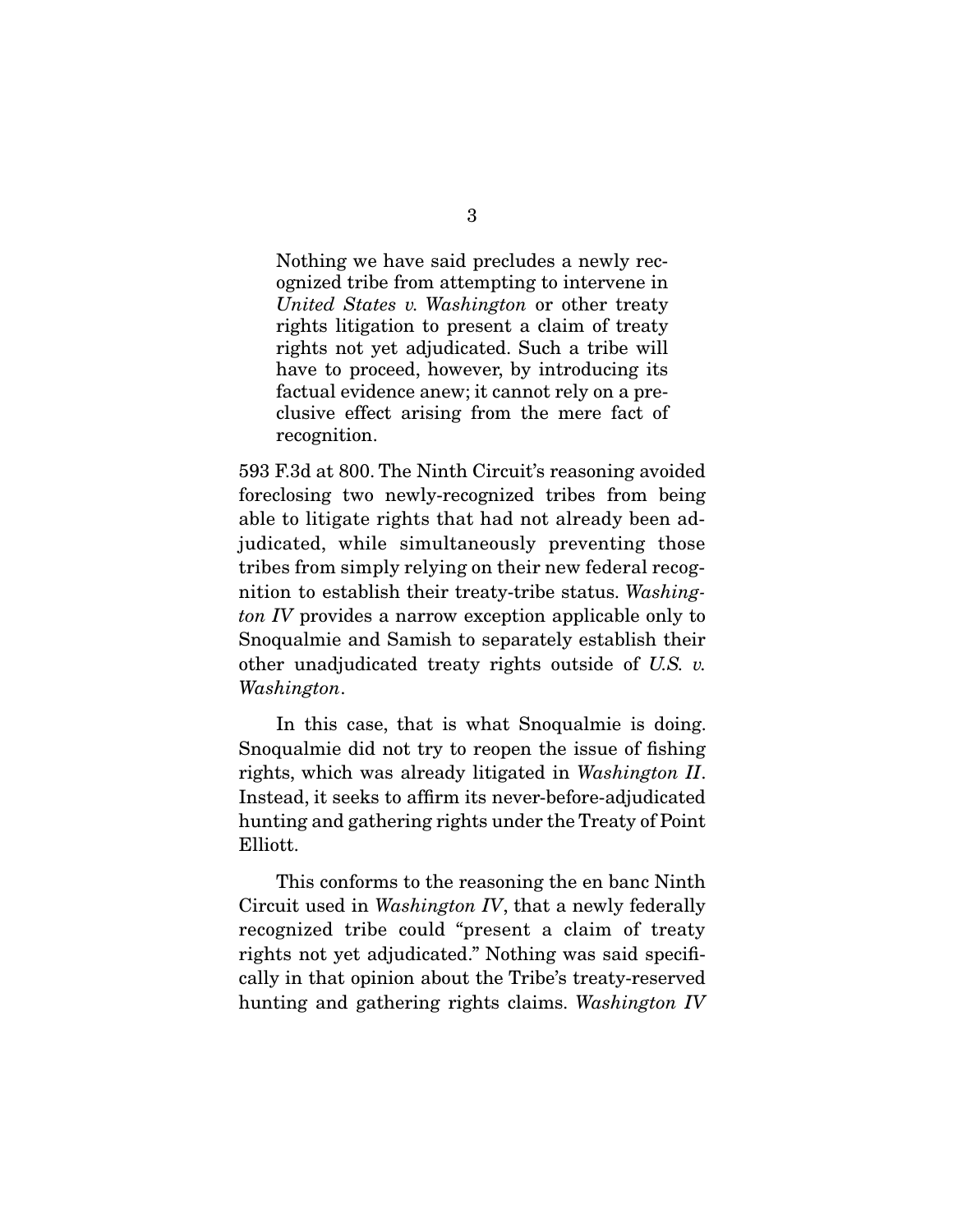> Nothing we have said precludes a newly recognized tribe from attempting to intervene in *United States v. Washington* or other treaty rights litigation to present a claim of treaty rights not yet adjudicated. Such a tribe will have to proceed, however, by introducing its factual evidence anew; it cannot rely on a preclusive effect arising from the mere fact of recognition.

593 F.3d at 800. The Ninth Circuit's reasoning avoided foreclosing two newly-recognized tribes from being able to litigate rights that had not already been adjudicated, while simultaneously preventing those tribes from simply relying on their new federal recognition to establish their treaty-tribe status. *Washington IV* provides a narrow exception applicable only to Snoqualmie and Samish to separately establish their other unadjudicated treaty rights outside of *U.S. v. Washington*.

In this case, that is what Snoqualmie is doing. Snoqualmie did not try to reopen the issue of fishing rights, which was already litigated in *Washington II*. Instead, it seeks to affirm its never-before-adjudicated hunting and gathering rights under the Treaty of Point Elliott.

This conforms to the reasoning the en banc Ninth Circuit used in *Washington IV*, that a newly federally recognized tribe could "present a claim of treaty rights not yet adjudicated." Nothing was said specifically in that opinion about the Tribe's treaty-reserved hunting and gathering rights claims. *Washington IV*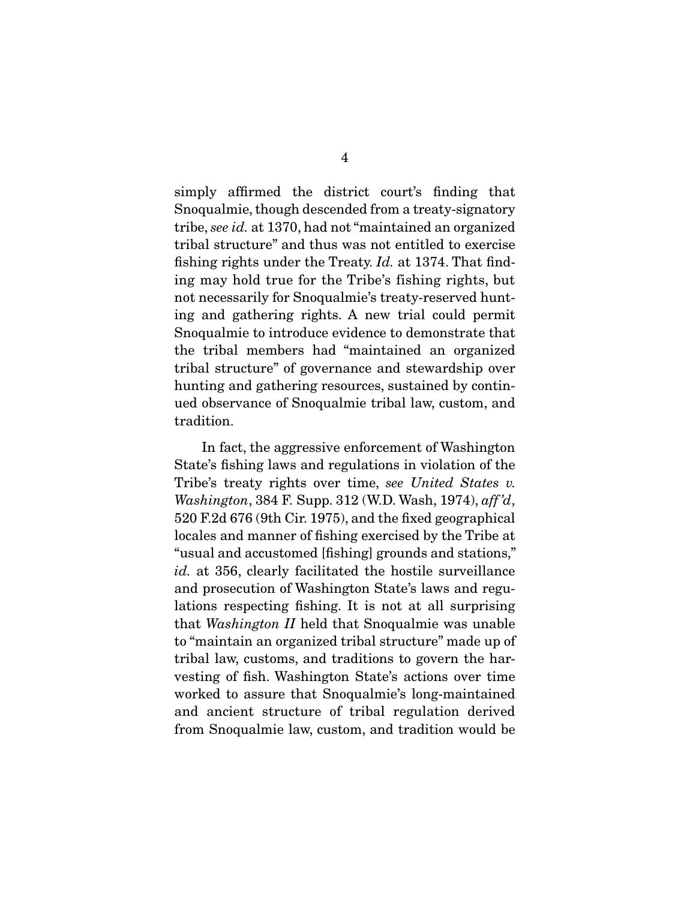simply affirmed the district court's finding that Snoqualmie, though descended from a treaty-signatory tribe, *see id.* at 1370, had not "maintained an organized tribal structure" and thus was not entitled to exercise fishing rights under the Treaty. *Id.* at 1374. That finding may hold true for the Tribe's fishing rights, but not necessarily for Snoqualmie's treaty-reserved hunting and gathering rights. A new trial could permit Snoqualmie to introduce evidence to demonstrate that the tribal members had "maintained an organized tribal structure" of governance and stewardship over hunting and gathering resources, sustained by continued observance of Snoqualmie tribal law, custom, and tradition.

In fact, the aggressive enforcement of Washington State's fishing laws and regulations in violation of the Tribe's treaty rights over time, *see United States v. Washington*, 384 F. Supp. 312 (W.D. Wash, 1974), *aff'd*, 520 F.2d 676 (9th Cir. 1975), and the fixed geographical locales and manner of fishing exercised by the Tribe at "usual and accustomed [fishing] grounds and stations," *id.* at 356, clearly facilitated the hostile surveillance and prosecution of Washington State's laws and regulations respecting fishing. It is not at all surprising that *Washington II* held that Snoqualmie was unable to "maintain an organized tribal structure" made up of tribal law, customs, and traditions to govern the harvesting of fish. Washington State's actions over time worked to assure that Snoqualmie's long-maintained and ancient structure of tribal regulation derived from Snoqualmie law, custom, and tradition would be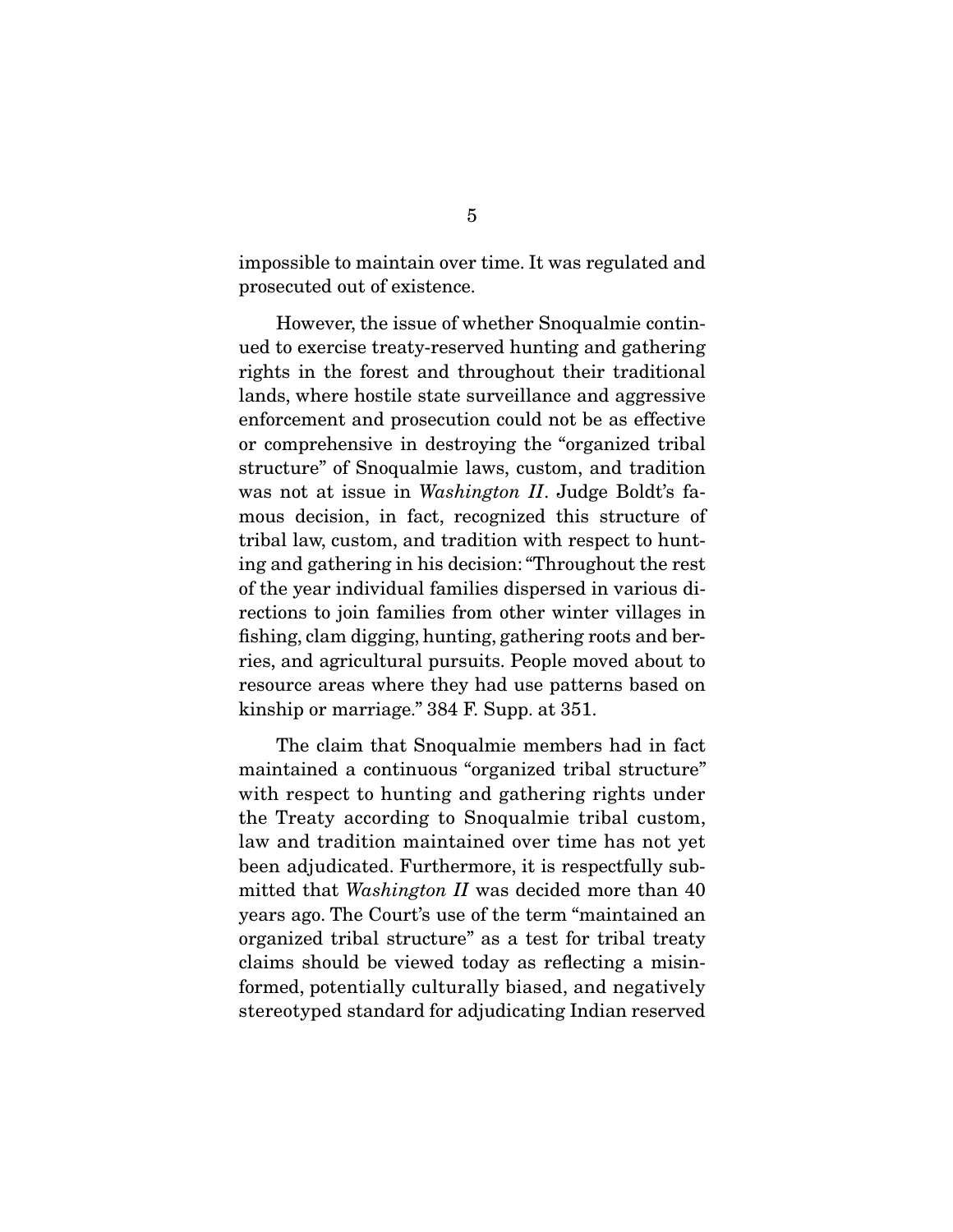impossible to maintain over time. It was regulated and prosecuted out of existence.

However, the issue of whether Snoqualmie continued to exercise treaty-reserved hunting and gathering rights in the forest and throughout their traditional lands, where hostile state surveillance and aggressive enforcement and prosecution could not be as effective or comprehensive in destroying the "organized tribal structure" of Snoqualmie laws, custom, and tradition was not at issue in *Washington II*. Judge Boldt's famous decision, in fact, recognized this structure of tribal law, custom, and tradition with respect to hunting and gathering in his decision: "Throughout the rest of the year individual families dispersed in various directions to join families from other winter villages in fishing, clam digging, hunting, gathering roots and berries, and agricultural pursuits. People moved about to resource areas where they had use patterns based on kinship or marriage." 384 F. Supp. at 351.

The claim that Snoqualmie members had in fact maintained a continuous "organized tribal structure" with respect to hunting and gathering rights under the Treaty according to Snoqualmie tribal custom, law and tradition maintained over time has not yet been adjudicated. Furthermore, it is respectfully submitted that *Washington II* was decided more than 40 years ago. The Court's use of the term "maintained an organized tribal structure" as a test for tribal treaty claims should be viewed today as reflecting a misinformed, potentially culturally biased, and negatively stereotyped standard for adjudicating Indian reserved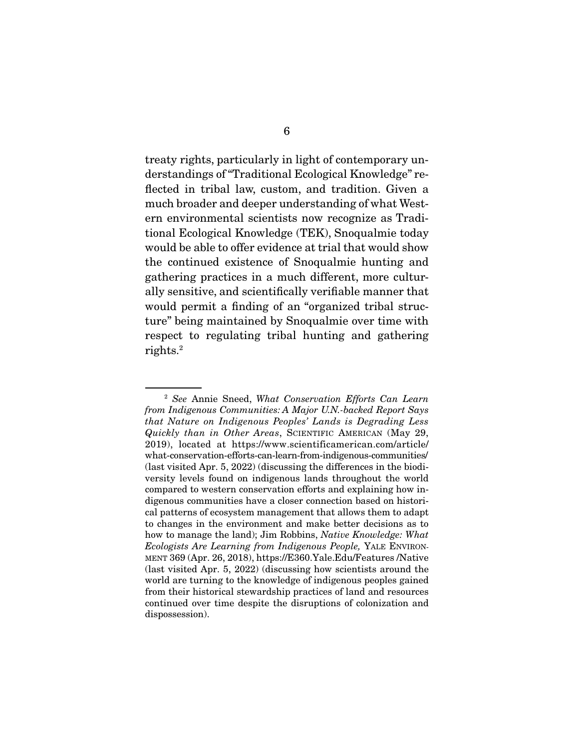treaty rights, particularly in light of contemporary understandings of "Traditional Ecological Knowledge" reflected in tribal law, custom, and tradition. Given a much broader and deeper understanding of what Western environmental scientists now recognize as Traditional Ecological Knowledge (TEK), Snoqualmie today would be able to offer evidence at trial that would show the continued existence of Snoqualmie hunting and gathering practices in a much different, more culturally sensitive, and scientifically verifiable manner that would permit a finding of an "organized tribal structure" being maintained by Snoqualmie over time with respect to regulating tribal hunting and gathering rights.[2]

---

[2] *See* Annie Sneed, *What Conservation Efforts Can Learn from Indigenous Communities: A Major U.N.-backed Report Says that Nature on Indigenous Peoples' Lands is Degrading Less Quickly than in Other Areas*, SCIENTIFIC AMERICAN (May 29, 2019), located at https://www.scientificamerican.com/article/what-conservation-efforts-can-learn-from-indigenous-communities/ (last visited Apr. 5, 2022) (discussing the differences in the biodiversity levels found on indigenous lands throughout the world compared to western conservation efforts and explaining how indigenous communities have a closer connection based on historical patterns of ecosystem management that allows them to adapt to changes in the environment and make better decisions as to how to manage the land); Jim Robbins, *Native Knowledge: What Ecologists Are Learning from Indigenous People,* YALE ENVIRONMENT 369 (Apr. 26, 2018), https://E360.Yale.Edu/Features /Native (last visited Apr. 5, 2022) (discussing how scientists around the world are turning to the knowledge of indigenous peoples gained from their historical stewardship practices of land and resources continued over time despite the disruptions of colonization and dispossession).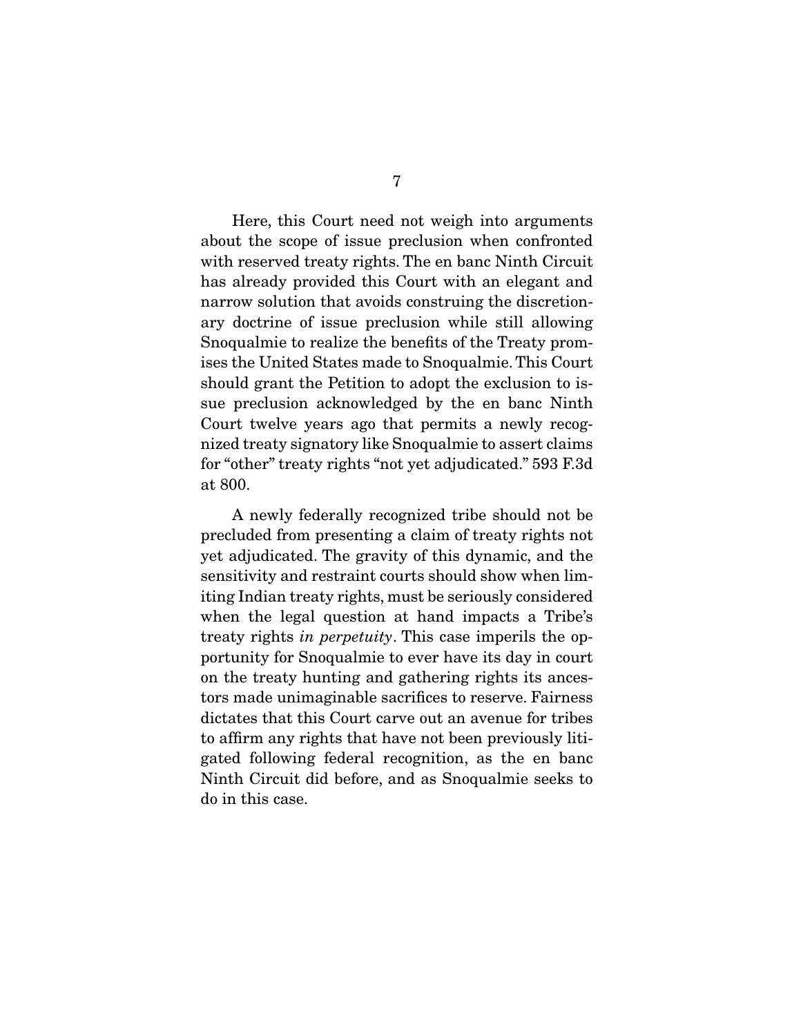Here, this Court need not weigh into arguments about the scope of issue preclusion when confronted with reserved treaty rights. The en banc Ninth Circuit has already provided this Court with an elegant and narrow solution that avoids construing the discretionary doctrine of issue preclusion while still allowing Snoqualmie to realize the benefits of the Treaty promises the United States made to Snoqualmie. This Court should grant the Petition to adopt the exclusion to issue preclusion acknowledged by the en banc Ninth Court twelve years ago that permits a newly recognized treaty signatory like Snoqualmie to assert claims for "other" treaty rights "not yet adjudicated." 593 F.3d at 800.

A newly federally recognized tribe should not be precluded from presenting a claim of treaty rights not yet adjudicated. The gravity of this dynamic, and the sensitivity and restraint courts should show when limiting Indian treaty rights, must be seriously considered when the legal question at hand impacts a Tribe's treaty rights *in perpetuity*. This case imperils the opportunity for Snoqualmie to ever have its day in court on the treaty hunting and gathering rights its ancestors made unimaginable sacrifices to reserve. Fairness dictates that this Court carve out an avenue for tribes to affirm any rights that have not been previously litigated following federal recognition, as the en banc Ninth Circuit did before, and as Snoqualmie seeks to do in this case.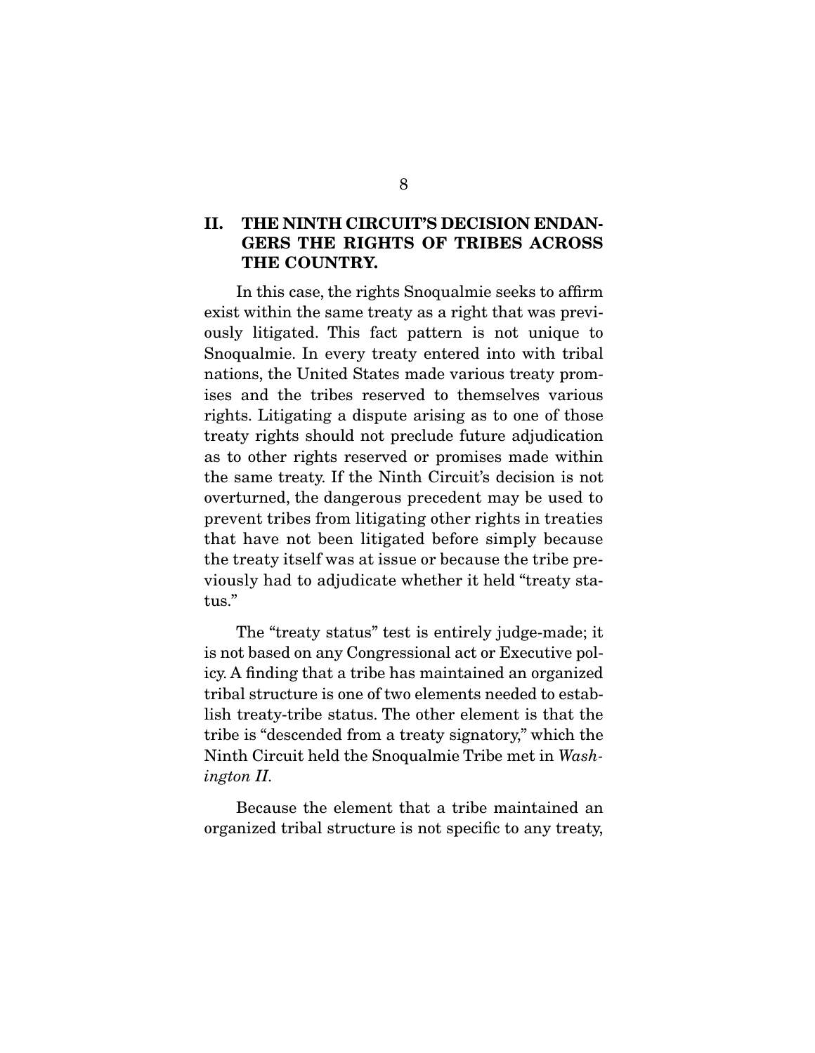## II. THE NINTH CIRCUIT'S DECISION ENDANGERS THE RIGHTS OF TRIBES ACROSS THE COUNTRY.

In this case, the rights Snoqualmie seeks to affirm exist within the same treaty as a right that was previously litigated. This fact pattern is not unique to Snoqualmie. In every treaty entered into with tribal nations, the United States made various treaty promises and the tribes reserved to themselves various rights. Litigating a dispute arising as to one of those treaty rights should not preclude future adjudication as to other rights reserved or promises made within the same treaty. If the Ninth Circuit's decision is not overturned, the dangerous precedent may be used to prevent tribes from litigating other rights in treaties that have not been litigated before simply because the treaty itself was at issue or because the tribe previously had to adjudicate whether it held "treaty status."

The "treaty status" test is entirely judge-made; it is not based on any Congressional act or Executive policy. A finding that a tribe has maintained an organized tribal structure is one of two elements needed to establish treaty-tribe status. The other element is that the tribe is "descended from a treaty signatory," which the Ninth Circuit held the Snoqualmie Tribe met in *Washington II*.

Because the element that a tribe maintained an organized tribal structure is not specific to any treaty,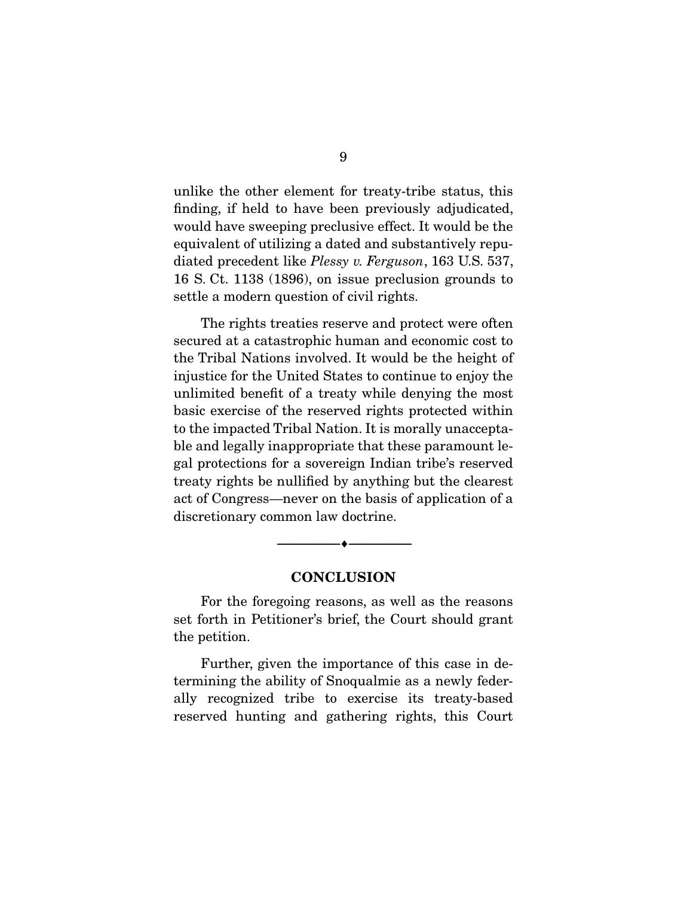unlike the other element for treaty-tribe status, this finding, if held to have been previously adjudicated, would have sweeping preclusive effect. It would be the equivalent of utilizing a dated and substantively repudiated precedent like *Plessy v. Ferguson*, 163 U.S. 537, 16 S. Ct. 1138 (1896), on issue preclusion grounds to settle a modern question of civil rights.

The rights treaties reserve and protect were often secured at a catastrophic human and economic cost to the Tribal Nations involved. It would be the height of injustice for the United States to continue to enjoy the unlimited benefit of a treaty while denying the most basic exercise of the reserved rights protected within to the impacted Tribal Nation. It is morally unacceptable and legally inappropriate that these paramount legal protections for a sovereign Indian tribe's reserved treaty rights be nullified by anything but the clearest act of Congress—never on the basis of application of a discretionary common law doctrine.

---

## CONCLUSION

For the foregoing reasons, as well as the reasons set forth in Petitioner's brief, the Court should grant the petition.

Further, given the importance of this case in determining the ability of Snoqualmie as a newly federally recognized tribe to exercise its treaty-based reserved hunting and gathering rights, this Court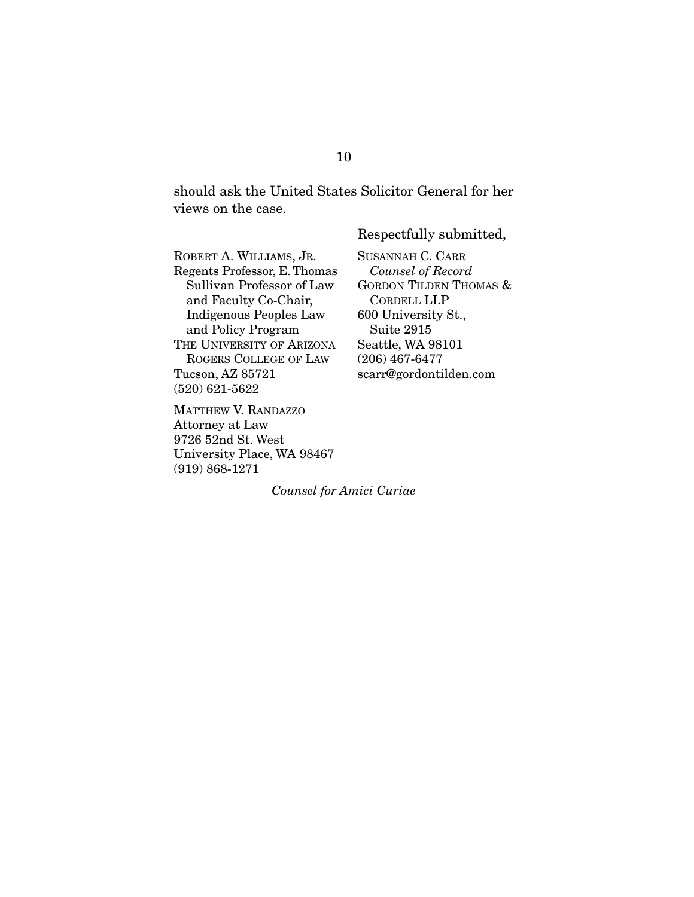should ask the United States Solicitor General for her views on the case.

Respectfully submitted,

SUSANNAH C. CARR
*Counsel of Record*
GORDON TILDEN THOMAS & CORDELL LLP
600 University St.,
Suite 2915
Seattle, WA 98101
(206) 467-6477
scarr@gordontilden.com

ROBERT A. WILLIAMS, JR.
Regents Professor, E. Thomas Sullivan Professor of Law and Faculty Co-Chair, Indigenous Peoples Law and Policy Program
THE UNIVERSITY OF ARIZONA ROGERS COLLEGE OF LAW
Tucson, AZ 85721
(520) 621-5622

MATTHEW V. RANDAZZO
Attorney at Law
9726 52nd St. West
University Place, WA 98467
(919) 868-1271

*Counsel for Amici Curiae*